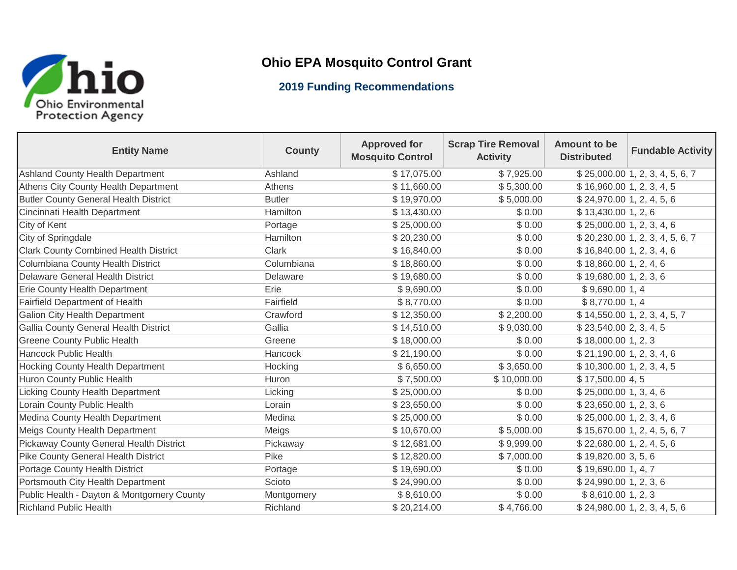# Ohio EPA Mosquito Control Grant

## 2019 Funding Recommendations

| Entity Name | County | Approved for Mosquito Control | Scrap Tire Removal Activity | Amount to be Distributed | Fundable Activity |
|---|---|---|---|---|---|
| Ashland County Health Department | Ashland | $ 17,075.00 | $ 7,925.00 | $ 25,000.00 | 1, 2, 3, 4, 5, 6, 7 |
| Athens City County Health Department | Athens | $ 11,660.00 | $ 5,300.00 | $ 16,960.00 | 1, 2, 3, 4, 5 |
| Butler County General Health District | Butler | $ 19,970.00 | $ 5,000.00 | $ 24,970.00 | 1, 2, 4, 5, 6 |
| Cincinnati Health Department | Hamilton | $ 13,430.00 | $ 0.00 | $ 13,430.00 | 1, 2, 6 |
| City of Kent | Portage | $ 25,000.00 | $ 0.00 | $ 25,000.00 | 1, 2, 3, 4, 6 |
| City of Springdale | Hamilton | $ 20,230.00 | $ 0.00 | $ 20,230.00 | 1, 2, 3, 4, 5, 6, 7 |
| Clark County Combined Health District | Clark | $ 16,840.00 | $ 0.00 | $ 16,840.00 | 1, 2, 3, 4, 6 |
| Columbiana County Health District | Columbiana | $ 18,860.00 | $ 0.00 | $ 18,860.00 | 1, 2, 4, 6 |
| Delaware General Health District | Delaware | $ 19,680.00 | $ 0.00 | $ 19,680.00 | 1, 2, 3, 6 |
| Erie County Health Department | Erie | $ 9,690.00 | $ 0.00 | $ 9,690.00 | 1, 4 |
| Fairfield Department of Health | Fairfield | $ 8,770.00 | $ 0.00 | $ 8,770.00 | 1, 4 |
| Galion City Health Department | Crawford | $ 12,350.00 | $ 2,200.00 | $ 14,550.00 | 1, 2, 3, 4, 5, 7 |
| Gallia County General Health District | Gallia | $ 14,510.00 | $ 9,030.00 | $ 23,540.00 | 2, 3, 4, 5 |
| Greene County Public Health | Greene | $ 18,000.00 | $ 0.00 | $ 18,000.00 | 1, 2, 3 |
| Hancock Public Health | Hancock | $ 21,190.00 | $ 0.00 | $ 21,190.00 | 1, 2, 3, 4, 6 |
| Hocking County Health Department | Hocking | $ 6,650.00 | $ 3,650.00 | $ 10,300.00 | 1, 2, 3, 4, 5 |
| Huron County Public Health | Huron | $ 7,500.00 | $ 10,000.00 | $ 17,500.00 | 4, 5 |
| Licking County Health Department | Licking | $ 25,000.00 | $ 0.00 | $ 25,000.00 | 1, 3, 4, 6 |
| Lorain County Public Health | Lorain | $ 23,650.00 | $ 0.00 | $ 23,650.00 | 1, 2, 3, 6 |
| Medina County Health Department | Medina | $ 25,000.00 | $ 0.00 | $ 25,000.00 | 1, 2, 3, 4, 6 |
| Meigs County Health Department | Meigs | $ 10,670.00 | $ 5,000.00 | $ 15,670.00 | 1, 2, 4, 5, 6, 7 |
| Pickaway County General Health District | Pickaway | $ 12,681.00 | $ 9,999.00 | $ 22,680.00 | 1, 2, 4, 5, 6 |
| Pike County General Health District | Pike | $ 12,820.00 | $ 7,000.00 | $ 19,820.00 | 3, 5, 6 |
| Portage County Health District | Portage | $ 19,690.00 | $ 0.00 | $ 19,690.00 | 1, 4, 7 |
| Portsmouth City Health Department | Scioto | $ 24,990.00 | $ 0.00 | $ 24,990.00 | 1, 2, 3, 6 |
| Public Health - Dayton & Montgomery County | Montgomery | $ 8,610.00 | $ 0.00 | $ 8,610.00 | 1, 2, 3 |
| Richland Public Health | Richland | $ 20,214.00 | $ 4,766.00 | $ 24,980.00 | 1, 2, 3, 4, 5, 6 |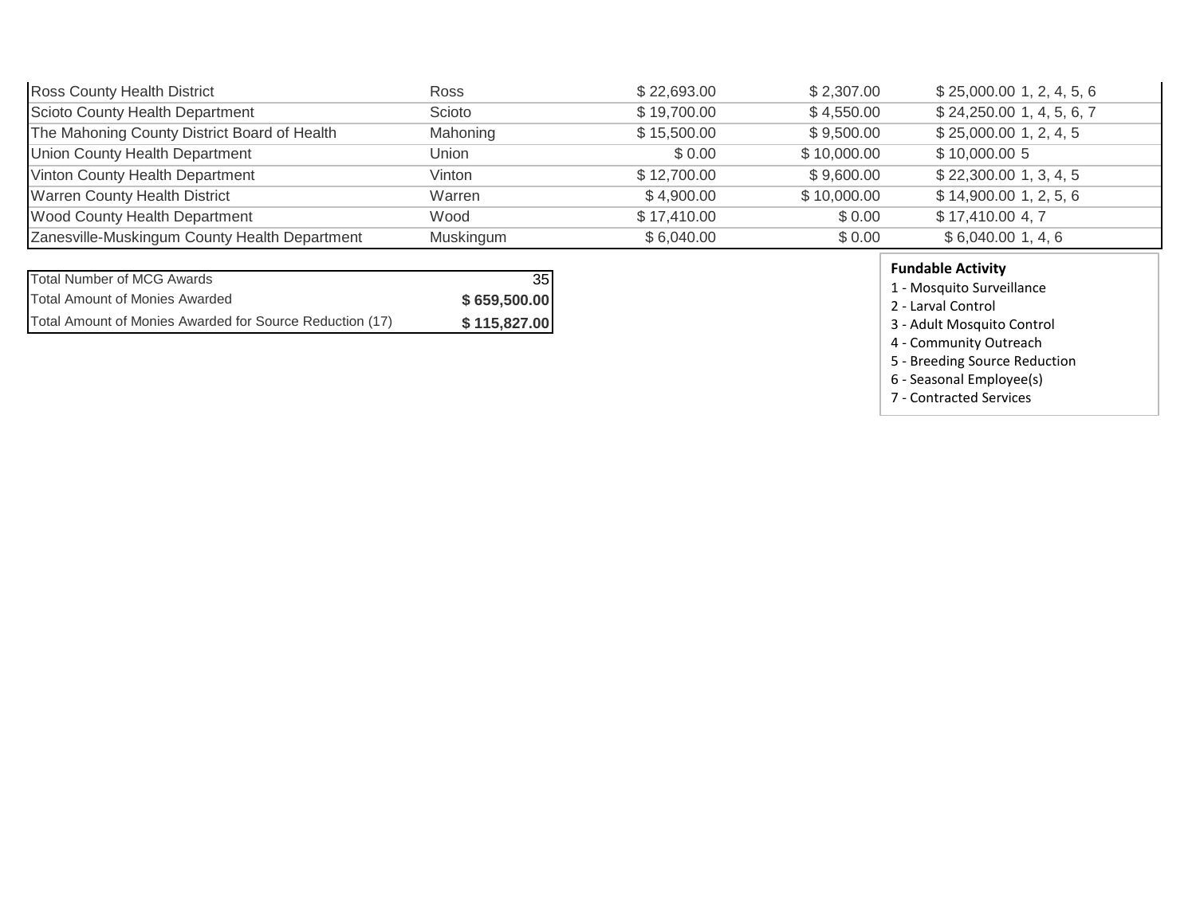| | | | | | |
|---|---|---|---|---|---|
| Ross County Health District | Ross | $ 22,693.00 | $ 2,307.00 | $ 25,000.00 | 1, 2, 4, 5, 6 |
| Scioto County Health Department | Scioto | $ 19,700.00 | $ 4,550.00 | $ 24,250.00 | 1, 4, 5, 6, 7 |
| The Mahoning County District Board of Health | Mahoning | $ 15,500.00 | $ 9,500.00 | $ 25,000.00 | 1, 2, 4, 5 |
| Union County Health Department | Union | $ 0.00 | $ 10,000.00 | $ 10,000.00 | 5 |
| Vinton County Health Department | Vinton | $ 12,700.00 | $ 9,600.00 | $ 22,300.00 | 1, 3, 4, 5 |
| Warren County Health District | Warren | $ 4,900.00 | $ 10,000.00 | $ 14,900.00 | 1, 2, 5, 6 |
| Wood County Health Department | Wood | $ 17,410.00 | $ 0.00 | $ 17,410.00 | 4, 7 |
| Zanesville-Muskingum County Health Department | Muskingum | $ 6,040.00 | $ 0.00 | $ 6,040.00 | 1, 4, 6 |

| | |
|---|---|
| Total Number of MCG Awards | 35 |
| Total Amount of Monies Awarded | **$ 659,500.00** |
| Total Amount of Monies Awarded for Source Reduction (17) | **$ 115,827.00** |

**Fundable Activity**

1 - Mosquito Surveillance
2 - Larval Control
3 - Adult Mosquito Control
4 - Community Outreach
5 - Breeding Source Reduction
6 - Seasonal Employee(s)
7 - Contracted Services